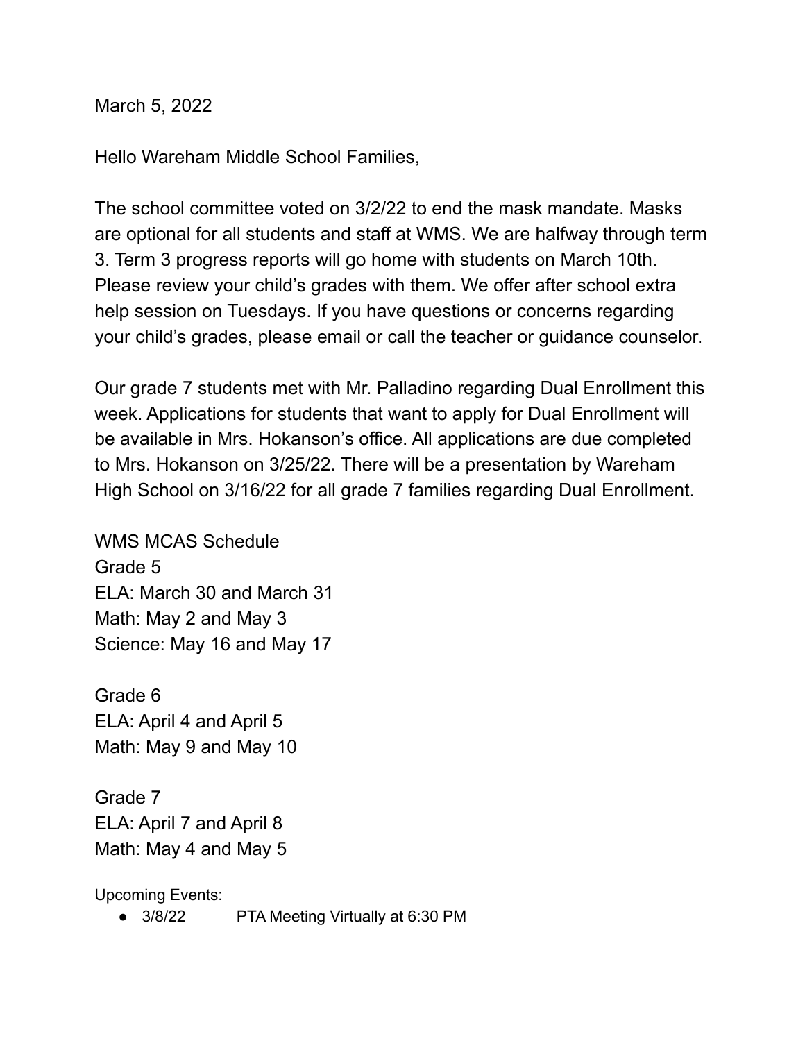March 5, 2022

Hello Wareham Middle School Families,

The school committee voted on 3/2/22 to end the mask mandate. Masks are optional for all students and staff at WMS. We are halfway through term 3. Term 3 progress reports will go home with students on March 10th. Please review your child's grades with them. We offer after school extra help session on Tuesdays. If you have questions or concerns regarding your child's grades, please email or call the teacher or guidance counselor.

Our grade 7 students met with Mr. Palladino regarding Dual Enrollment this week. Applications for students that want to apply for Dual Enrollment will be available in Mrs. Hokanson's office. All applications are due completed to Mrs. Hokanson on 3/25/22. There will be a presentation by Wareham High School on 3/16/22 for all grade 7 families regarding Dual Enrollment.

WMS MCAS Schedule
Grade 5
ELA: March 30 and March 31
Math: May 2 and May 3
Science: May 16 and May 17

Grade 6
ELA: April 4 and April 5
Math: May 9 and May 10

Grade 7
ELA: April 7 and April 8
Math: May 4 and May 5

Upcoming Events:

- 3/8/22 PTA Meeting Virtually at 6:30 PM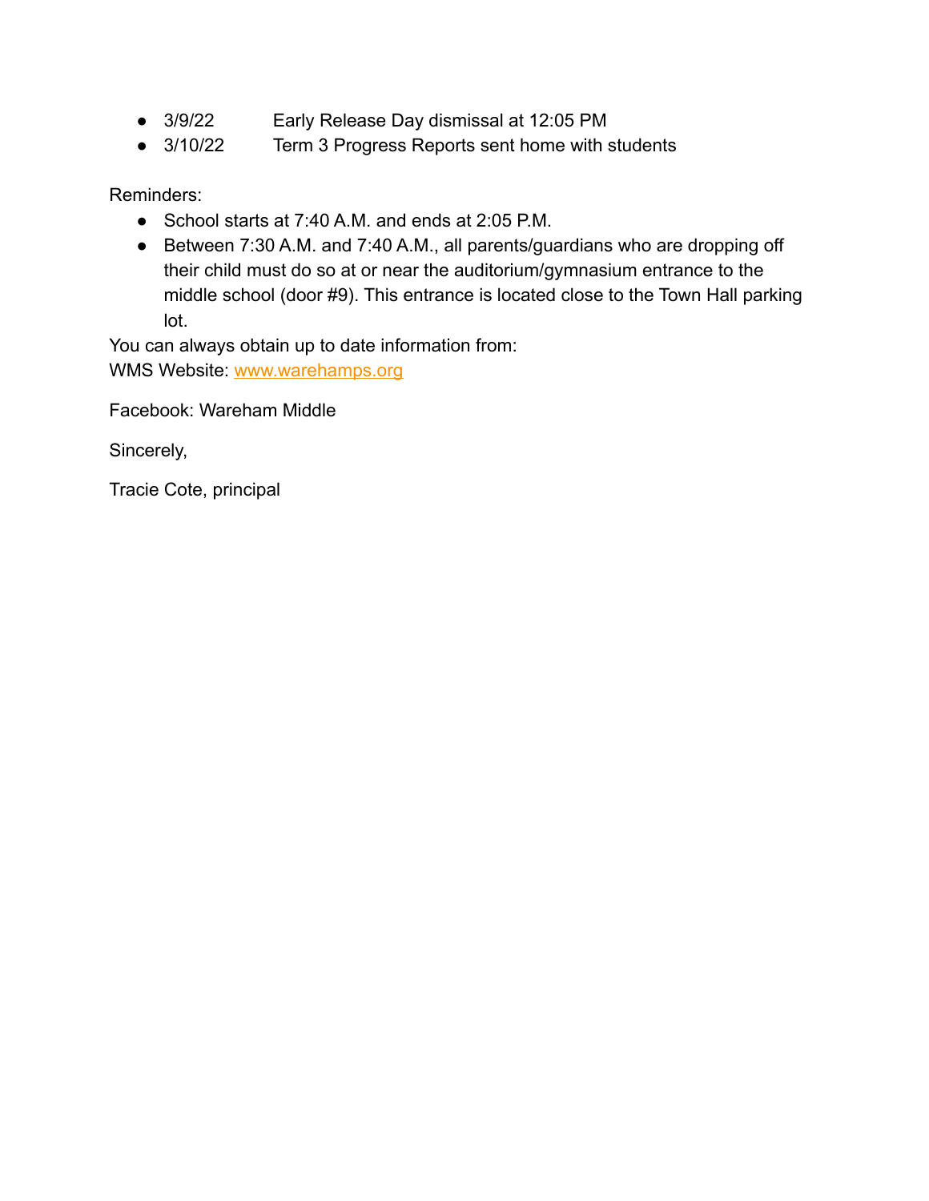- 3/9/22 Early Release Day dismissal at 12:05 PM
- 3/10/22 Term 3 Progress Reports sent home with students

Reminders:

- School starts at 7:40 A.M. and ends at 2:05 P.M.
- Between 7:30 A.M. and 7:40 A.M., all parents/guardians who are dropping off their child must do so at or near the auditorium/gymnasium entrance to the middle school (door #9). This entrance is located close to the Town Hall parking lot.

You can always obtain up to date information from:
WMS Website: [www.warehamps.org](http://www.warehamps.org)

Facebook: Wareham Middle

Sincerely,

Tracie Cote, principal